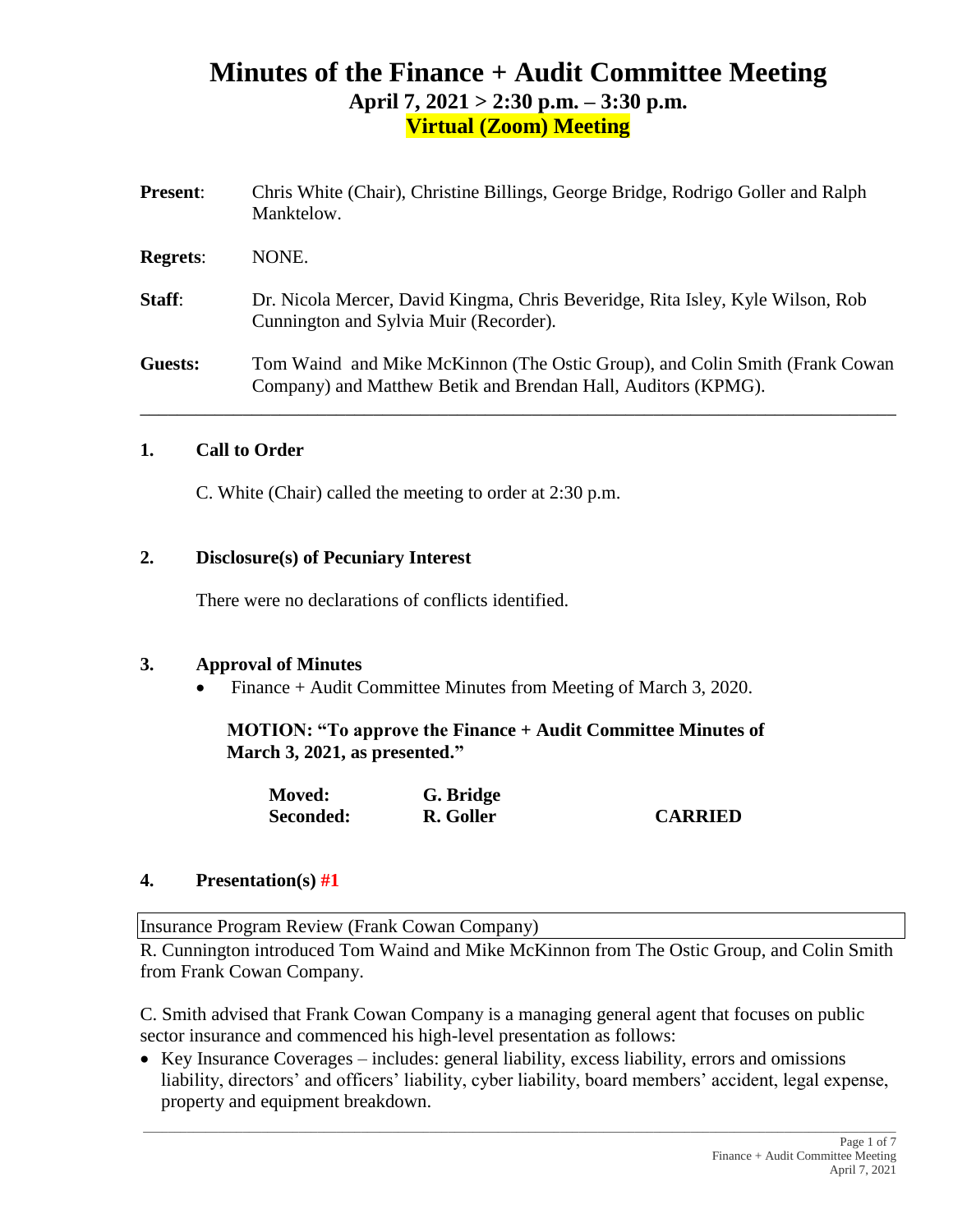# Minutes of the Finance + Audit Committee Meeting

## April 7, 2021 > 2:30 p.m. – 3:30 p.m.

## Virtual (Zoom) Meeting

**Present**: Chris White (Chair), Christine Billings, George Bridge, Rodrigo Goller and Ralph Manktelow.

**Regrets**: NONE.

**Staff**: Dr. Nicola Mercer, David Kingma, Chris Beveridge, Rita Isley, Kyle Wilson, Rob Cunnington and Sylvia Muir (Recorder).

**Guests:** Tom Waind and Mike McKinnon (The Ostic Group), and Colin Smith (Frank Cowan Company) and Matthew Betik and Brendan Hall, Auditors (KPMG).

---

### 1. Call to Order

C. White (Chair) called the meeting to order at 2:30 p.m.

### 2. Disclosure(s) of Pecuniary Interest

There were no declarations of conflicts identified.

### 3. Approval of Minutes

- Finance + Audit Committee Minutes from Meeting of March 3, 2020.

**MOTION: "To approve the Finance + Audit Committee Minutes of March 3, 2021, as presented."**

| | | |
|---|---|---|
| **Moved:** | **G. Bridge** | |
| **Seconded:** | **R. Goller** | **CARRIED** |

### 4. Presentation(s) #1

Insurance Program Review (Frank Cowan Company)

R. Cunnington introduced Tom Waind and Mike McKinnon from The Ostic Group, and Colin Smith from Frank Cowan Company.

C. Smith advised that Frank Cowan Company is a managing general agent that focuses on public sector insurance and commenced his high-level presentation as follows:

- Key Insurance Coverages – includes: general liability, excess liability, errors and omissions liability, directors' and officers' liability, cyber liability, board members' accident, legal expense, property and equipment breakdown.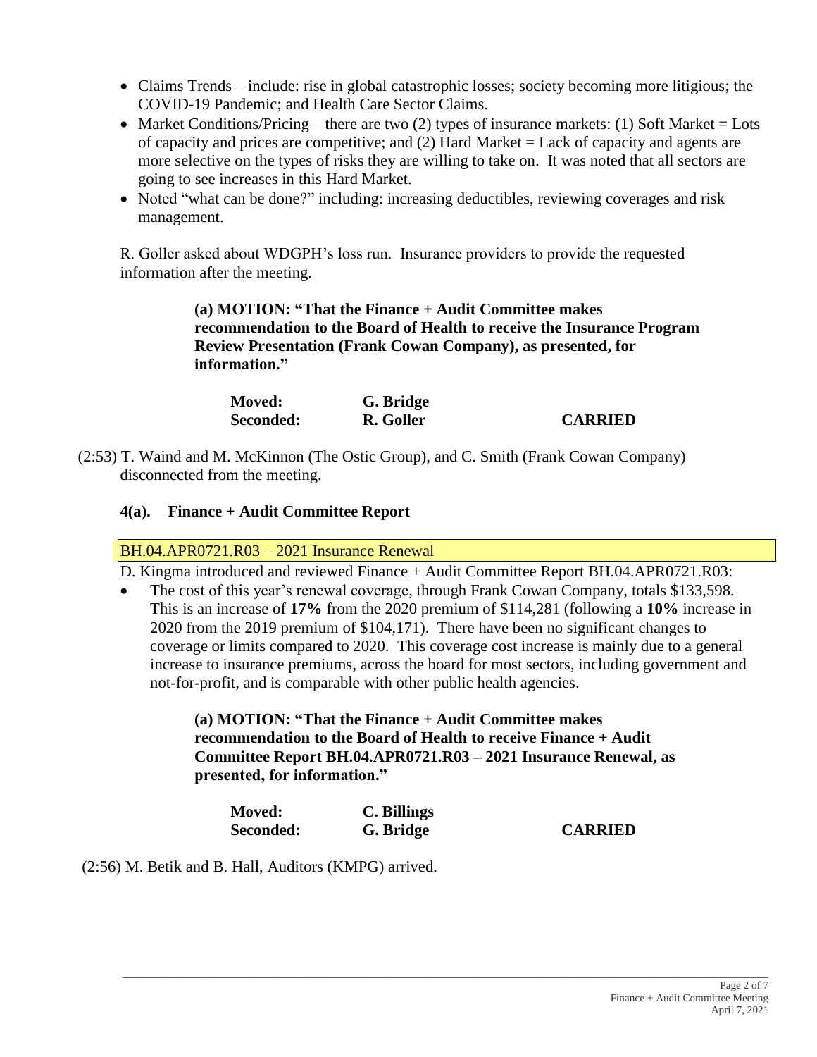- Claims Trends – include: rise in global catastrophic losses; society becoming more litigious; the COVID-19 Pandemic; and Health Care Sector Claims.
- Market Conditions/Pricing – there are two (2) types of insurance markets: (1) Soft Market = Lots of capacity and prices are competitive; and (2) Hard Market = Lack of capacity and agents are more selective on the types of risks they are willing to take on. It was noted that all sectors are going to see increases in this Hard Market.
- Noted "what can be done?" including: increasing deductibles, reviewing coverages and risk management.

R. Goller asked about WDGPH's loss run. Insurance providers to provide the requested information after the meeting.

> **(a) MOTION: "That the Finance + Audit Committee makes recommendation to the Board of Health to receive the Insurance Program Review Presentation (Frank Cowan Company), as presented, for information."**
>
> **Moved:** **G. Bridge**
> **Seconded:** **R. Goller** **CARRIED**

(2:53) T. Waind and M. McKinnon (The Ostic Group), and C. Smith (Frank Cowan Company) disconnected from the meeting.

### 4(a). Finance + Audit Committee Report

BH.04.APR0721.R03 – 2021 Insurance Renewal

D. Kingma introduced and reviewed Finance + Audit Committee Report BH.04.APR0721.R03:

- The cost of this year's renewal coverage, through Frank Cowan Company, totals $133,598. This is an increase of **17%** from the 2020 premium of $114,281 (following a **10%** increase in 2020 from the 2019 premium of $104,171). There have been no significant changes to coverage or limits compared to 2020. This coverage cost increase is mainly due to a general increase to insurance premiums, across the board for most sectors, including government and not-for-profit, and is comparable with other public health agencies.

> **(a) MOTION: "That the Finance + Audit Committee makes recommendation to the Board of Health to receive Finance + Audit Committee Report BH.04.APR0721.R03 – 2021 Insurance Renewal, as presented, for information."**
>
> **Moved:** **C. Billings**
> **Seconded:** **G. Bridge** **CARRIED**

(2:56) M. Betik and B. Hall, Auditors (KMPG) arrived.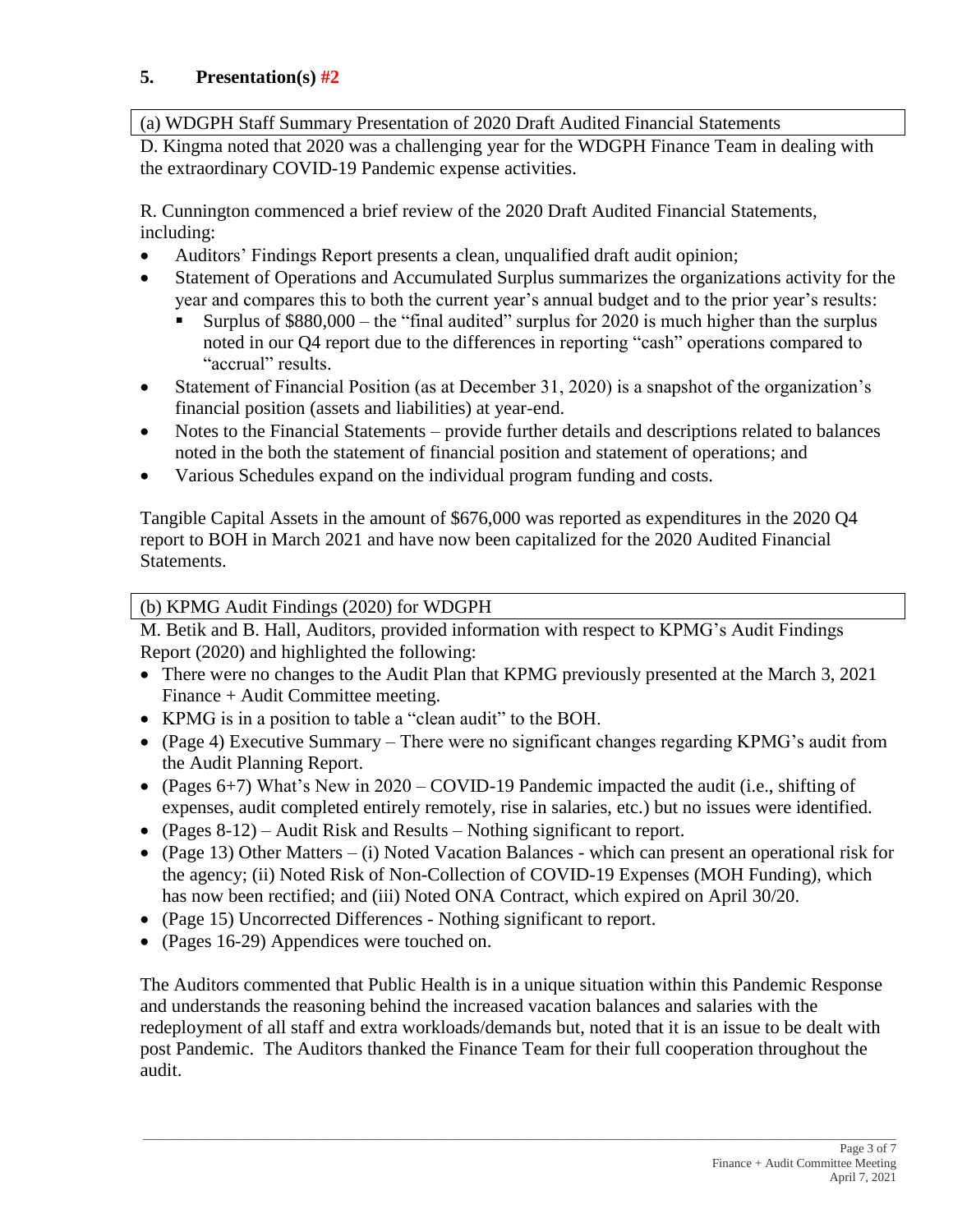## 5. Presentation(s) #2

(a) WDGPH Staff Summary Presentation of 2020 Draft Audited Financial Statements

D. Kingma noted that 2020 was a challenging year for the WDGPH Finance Team in dealing with the extraordinary COVID-19 Pandemic expense activities.

R. Cunnington commenced a brief review of the 2020 Draft Audited Financial Statements, including:

- Auditors' Findings Report presents a clean, unqualified draft audit opinion;
- Statement of Operations and Accumulated Surplus summarizes the organizations activity for the year and compares this to both the current year's annual budget and to the prior year's results:
  - Surplus of $880,000 – the "final audited" surplus for 2020 is much higher than the surplus noted in our Q4 report due to the differences in reporting "cash" operations compared to "accrual" results.
- Statement of Financial Position (as at December 31, 2020) is a snapshot of the organization's financial position (assets and liabilities) at year-end.
- Notes to the Financial Statements – provide further details and descriptions related to balances noted in the both the statement of financial position and statement of operations; and
- Various Schedules expand on the individual program funding and costs.

Tangible Capital Assets in the amount of $676,000 was reported as expenditures in the 2020 Q4 report to BOH in March 2021 and have now been capitalized for the 2020 Audited Financial Statements.

(b) KPMG Audit Findings (2020) for WDGPH

M. Betik and B. Hall, Auditors, provided information with respect to KPMG's Audit Findings Report (2020) and highlighted the following:

- There were no changes to the Audit Plan that KPMG previously presented at the March 3, 2021 Finance + Audit Committee meeting.
- KPMG is in a position to table a "clean audit" to the BOH.
- (Page 4) Executive Summary – There were no significant changes regarding KPMG's audit from the Audit Planning Report.
- (Pages 6+7) What's New in 2020 – COVID-19 Pandemic impacted the audit (i.e., shifting of expenses, audit completed entirely remotely, rise in salaries, etc.) but no issues were identified.
- (Pages 8-12) – Audit Risk and Results – Nothing significant to report.
- (Page 13) Other Matters – (i) Noted Vacation Balances - which can present an operational risk for the agency; (ii) Noted Risk of Non-Collection of COVID-19 Expenses (MOH Funding), which has now been rectified; and (iii) Noted ONA Contract, which expired on April 30/20.
- (Page 15) Uncorrected Differences - Nothing significant to report.
- (Pages 16-29) Appendices were touched on.

The Auditors commented that Public Health is in a unique situation within this Pandemic Response and understands the reasoning behind the increased vacation balances and salaries with the redeployment of all staff and extra workloads/demands but, noted that it is an issue to be dealt with post Pandemic. The Auditors thanked the Finance Team for their full cooperation throughout the audit.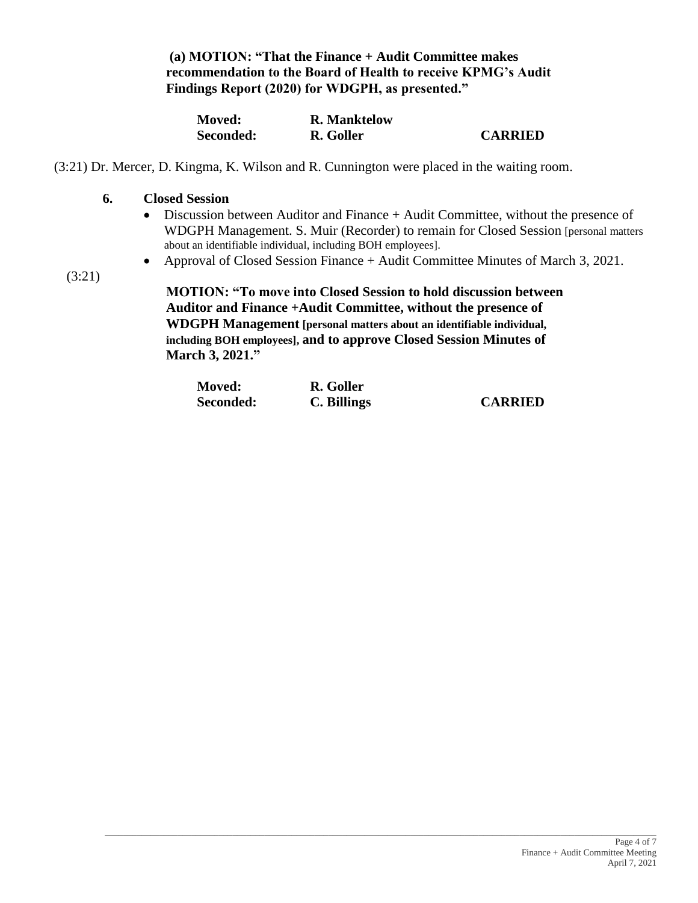**(a) MOTION: "That the Finance + Audit Committee makes recommendation to the Board of Health to receive KPMG's Audit Findings Report (2020) for WDGPH, as presented."**

| | | |
|---|---|---|
| **Moved:** | **R. Manktelow** | |
| **Seconded:** | **R. Goller** | **CARRIED** |

(3:21) Dr. Mercer, D. Kingma, K. Wilson and R. Cunnington were placed in the waiting room.

**6. Closed Session**

- Discussion between Auditor and Finance + Audit Committee, without the presence of WDGPH Management. S. Muir (Recorder) to remain for Closed Session [personal matters about an identifiable individual, including BOH employees].
- Approval of Closed Session Finance + Audit Committee Minutes of March 3, 2021.

(3:21)

**MOTION: "To move into Closed Session to hold discussion between Auditor and Finance +Audit Committee, without the presence of WDGPH Management [personal matters about an identifiable individual, including BOH employees], and to approve Closed Session Minutes of March 3, 2021."**

| | | |
|---|---|---|
| **Moved:** | **R. Goller** | |
| **Seconded:** | **C. Billings** | **CARRIED** |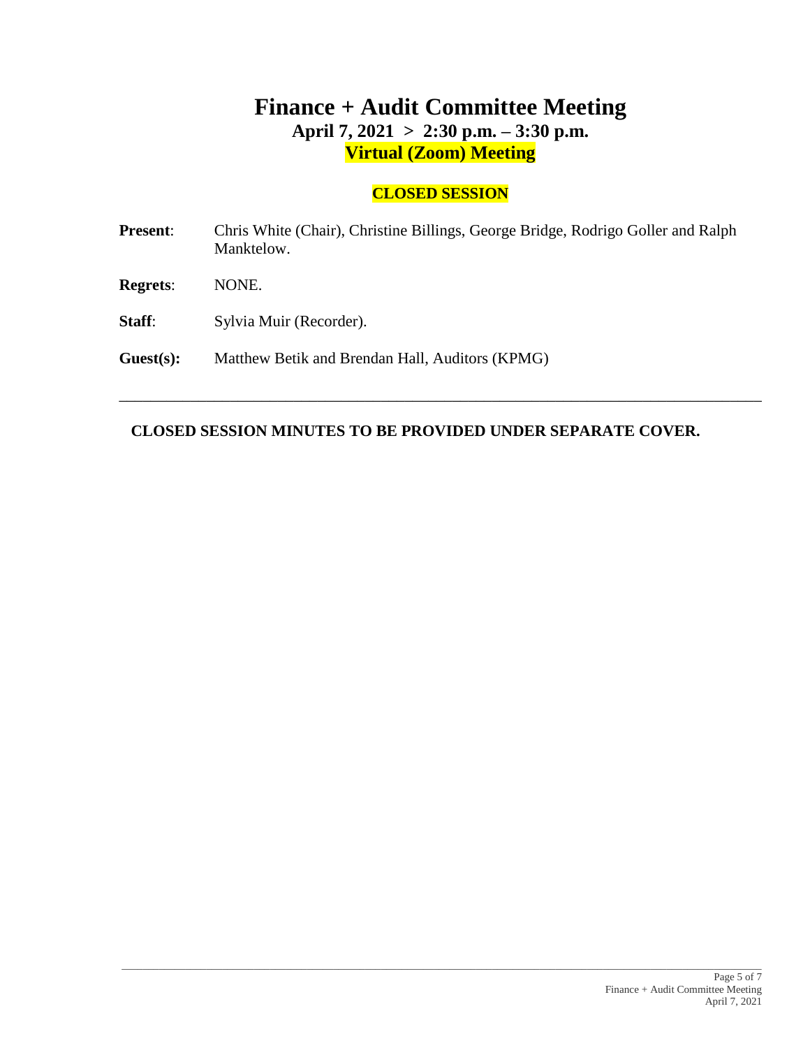# Finance + Audit Committee Meeting

## April 7, 2021 > 2:30 p.m. – 3:30 p.m.

## Virtual (Zoom) Meeting

### CLOSED SESSION

**Present**: Chris White (Chair), Christine Billings, George Bridge, Rodrigo Goller and Ralph Manktelow.

**Regrets**: NONE.

**Staff**: Sylvia Muir (Recorder).

**Guest(s):** Matthew Betik and Brendan Hall, Auditors (KPMG)

---

**CLOSED SESSION MINUTES TO BE PROVIDED UNDER SEPARATE COVER.**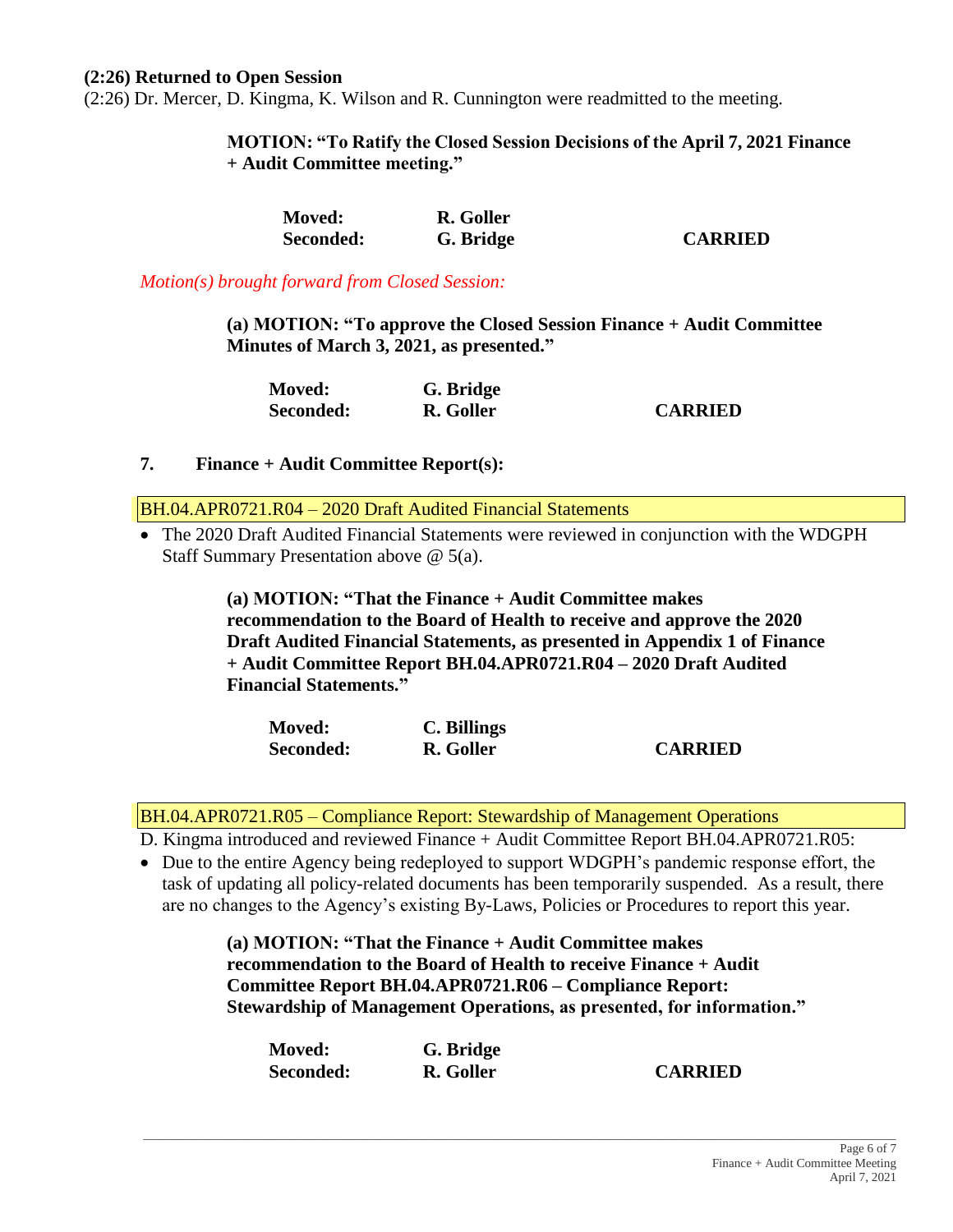**(2:26) Returned to Open Session**

(2:26) Dr. Mercer, D. Kingma, K. Wilson and R. Cunnington were readmitted to the meeting.

**MOTION: "To Ratify the Closed Session Decisions of the April 7, 2021 Finance + Audit Committee meeting."**

| | | |
|---|---|---|
| **Moved:** | **R. Goller** | |
| **Seconded:** | **G. Bridge** | **CARRIED** |

*Motion(s) brought forward from Closed Session:*

**(a) MOTION: "To approve the Closed Session Finance + Audit Committee Minutes of March 3, 2021, as presented."**

| | | |
|---|---|---|
| **Moved:** | **G. Bridge** | |
| **Seconded:** | **R. Goller** | **CARRIED** |

## 7. Finance + Audit Committee Report(s):

BH.04.APR0721.R04 – 2020 Draft Audited Financial Statements

- The 2020 Draft Audited Financial Statements were reviewed in conjunction with the WDGPH Staff Summary Presentation above @ 5(a).

**(a) MOTION: "That the Finance + Audit Committee makes recommendation to the Board of Health to receive and approve the 2020 Draft Audited Financial Statements, as presented in Appendix 1 of Finance + Audit Committee Report BH.04.APR0721.R04 – 2020 Draft Audited Financial Statements."**

| | | |
|---|---|---|
| **Moved:** | **C. Billings** | |
| **Seconded:** | **R. Goller** | **CARRIED** |

BH.04.APR0721.R05 – Compliance Report: Stewardship of Management Operations

D. Kingma introduced and reviewed Finance + Audit Committee Report BH.04.APR0721.R05:

- Due to the entire Agency being redeployed to support WDGPH's pandemic response effort, the task of updating all policy-related documents has been temporarily suspended. As a result, there are no changes to the Agency's existing By-Laws, Policies or Procedures to report this year.

**(a) MOTION: "That the Finance + Audit Committee makes recommendation to the Board of Health to receive Finance + Audit Committee Report BH.04.APR0721.R06 – Compliance Report: Stewardship of Management Operations, as presented, for information."**

| | | |
|---|---|---|
| **Moved:** | **G. Bridge** | |
| **Seconded:** | **R. Goller** | **CARRIED** |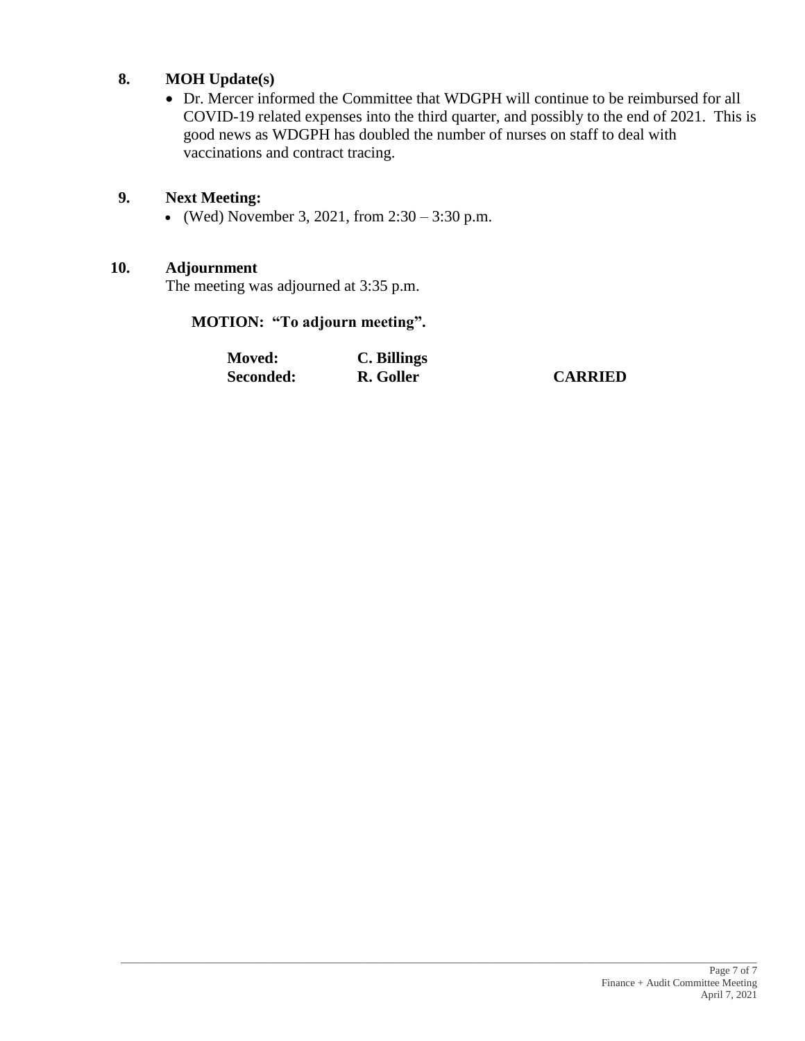## 8. MOH Update(s)

- Dr. Mercer informed the Committee that WDGPH will continue to be reimbursed for all COVID-19 related expenses into the third quarter, and possibly to the end of 2021. This is good news as WDGPH has doubled the number of nurses on staff to deal with vaccinations and contract tracing.

## 9. Next Meeting:

- (Wed) November 3, 2021, from 2:30 – 3:30 p.m.

## 10. Adjournment

The meeting was adjourned at 3:35 p.m.

**MOTION: "To adjourn meeting".**

| | | |
|---|---|---|
| **Moved:** | **C. Billings** | |
| **Seconded:** | **R. Goller** | **CARRIED** |